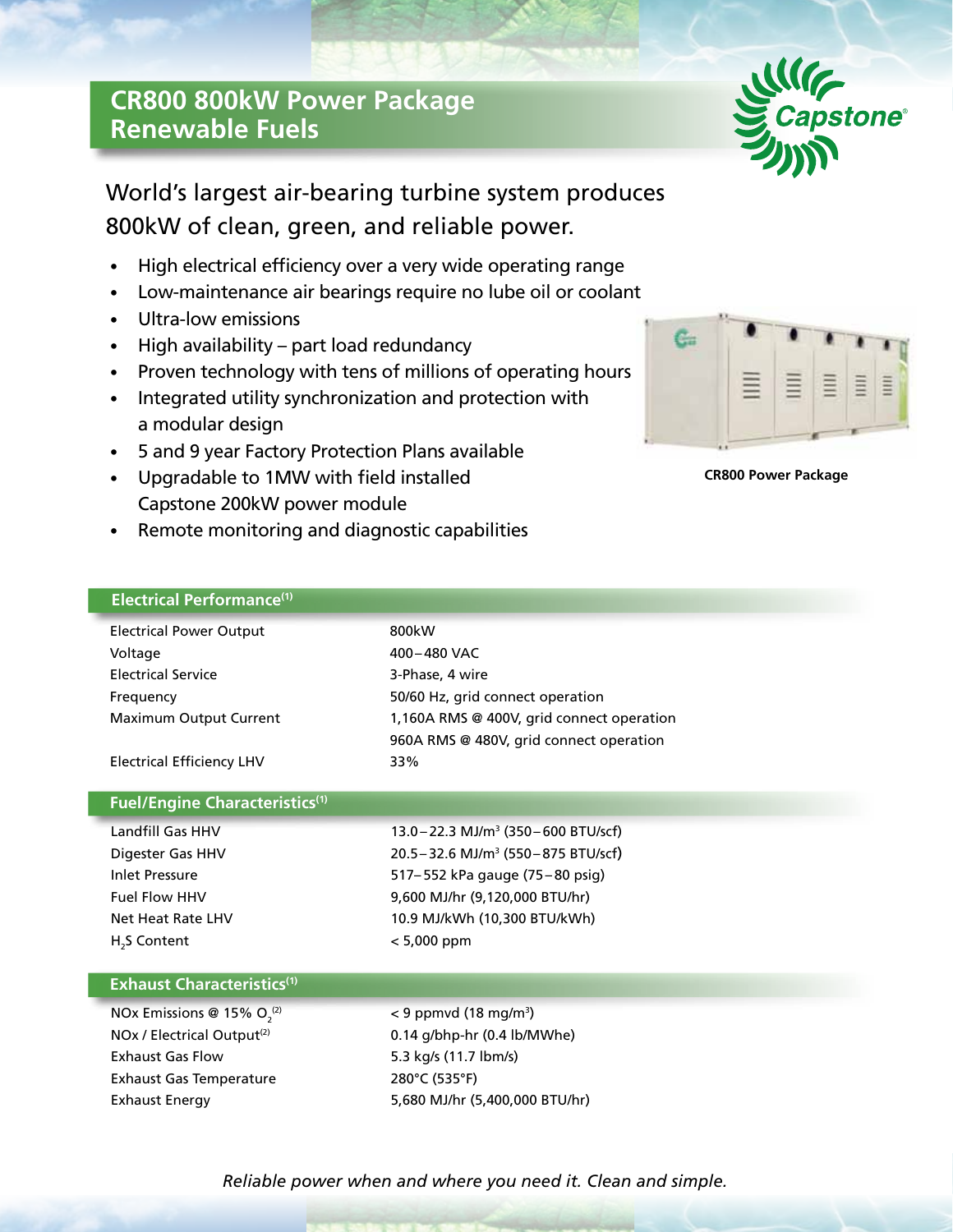# CR800 800kW Power Package Renewable Fuels

World's largest air-bearing turbine system produces 800kW of clean, green, and reliable power.

- High electrical efficiency over a very wide operating range
- Low-maintenance air bearings require no lube oil or coolant
- Ultra-low emissions
- High availability – part load redundancy
- Proven technology with tens of millions of operating hours
- Integrated utility synchronization and protection with a modular design
- 5 and 9 year Factory Protection Plans available
- Upgradable to 1MW with field installed Capstone 200kW power module
- Remote monitoring and diagnostic capabilities

CR800 Power Package

## Electrical Performance[1]

| | |
|---|---|
| Electrical Power Output | 800kW |
| Voltage | 400–480 VAC |
| Electrical Service | 3-Phase, 4 wire |
| Frequency | 50/60 Hz, grid connect operation |
| Maximum Output Current | 1,160A RMS @ 400V, grid connect operation<br>960A RMS @ 480V, grid connect operation |
| Electrical Efficiency LHV | 33% |

## Fuel/Engine Characteristics[1]

| | |
|---|---|
| Landfill Gas HHV | 13.0–22.3 MJ/m$^3$ (350–600 BTU/scf) |
| Digester Gas HHV | 20.5–32.6 MJ/m$^3$ (550–875 BTU/scf) |
| Inlet Pressure | 517–552 kPa gauge (75–80 psig) |
| Fuel Flow HHV | 9,600 MJ/hr (9,120,000 BTU/hr) |
| Net Heat Rate LHV | 10.9 MJ/kWh (10,300 BTU/kWh) |
| $H_2S$ Content | < 5,000 ppm |

## Exhaust Characteristics[1]

| | |
|---|---|
| NOx Emissions @ 15% $O_2$[2] | < 9 ppmvd (18 mg/m$^3$) |
| NOx / Electrical Output[2] | 0.14 g/bhp-hr (0.4 lb/MWhe) |
| Exhaust Gas Flow | 5.3 kg/s (11.7 lbm/s) |
| Exhaust Gas Temperature | 280°C (535°F) |
| Exhaust Energy | 5,680 MJ/hr (5,400,000 BTU/hr) |

*Reliable power when and where you need it. Clean and simple.*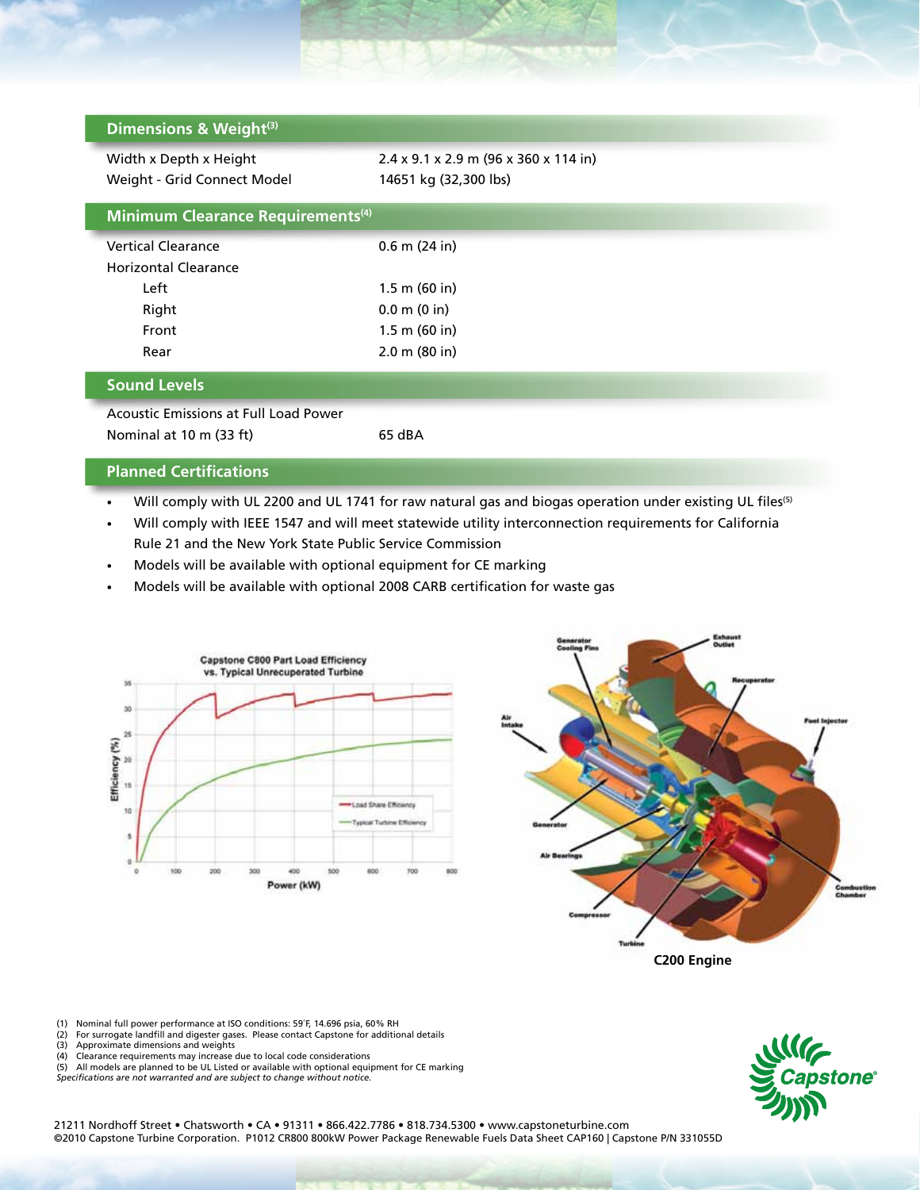## Dimensions & Weight[3]

| | |
|---|---|
| Width x Depth x Height | 2.4 x 9.1 x 2.9 m (96 x 360 x 114 in) |
| Weight - Grid Connect Model | 14651 kg (32,300 lbs) |

## Minimum Clearance Requirements[4]

| | |
|---|---|
| Vertical Clearance | 0.6 m (24 in) |
| Horizontal Clearance | |
| Left | 1.5 m (60 in) |
| Right | 0.0 m (0 in) |
| Front | 1.5 m (60 in) |
| Rear | 2.0 m (80 in) |

## Sound Levels

| | |
|---|---|
| Acoustic Emissions at Full Load Power | |
| Nominal at 10 m (33 ft) | 65 dBA |

## Planned Certifications

- Will comply with UL 2200 and UL 1741 for raw natural gas and biogas operation under existing UL files[5]
- Will comply with IEEE 1547 and will meet statewide utility interconnection requirements for California Rule 21 and the New York State Public Service Commission
- Models will be available with optional equipment for CE marking
- Models will be available with optional 2008 CARB certification for waste gas

Capstone C800 Part Load Efficiency vs. Typical Unrecuperated Turbine

Efficiency (%)

0 5 10 15 20 25 30 35

Power (kW)

0 100 200 300 400 500 600 700 800

Load Share Efficiency

Typical Turbine Efficiency

Generator Cooling Fins

Exhaust Outlet

Recuperator

Air Intake

Fuel Injector

Generator

Air Bearings

Combustion Chamber

Compressor

Turbine

C200 Engine

(1) Nominal full power performance at ISO conditions: 59˚F, 14.696 psia, 60% RH
(2) For surrogate landfill and digester gases. Please contact Capstone for additional details
(3) Approximate dimensions and weights
(4) Clearance requirements may increase due to local code considerations
(5) All models are planned to be UL Listed or available with optional equipment for CE marking

*Specifications are not warranted and are subject to change without notice.*

Capstone®

21211 Nordhoff Street • Chatsworth • CA • 91311 • 866.422.7786 • 818.734.5300 • www.capstoneturbine.com
©2010 Capstone Turbine Corporation. P1012 CR800 800kW Power Package Renewable Fuels Data Sheet CAP160 | Capstone P/N 331055D